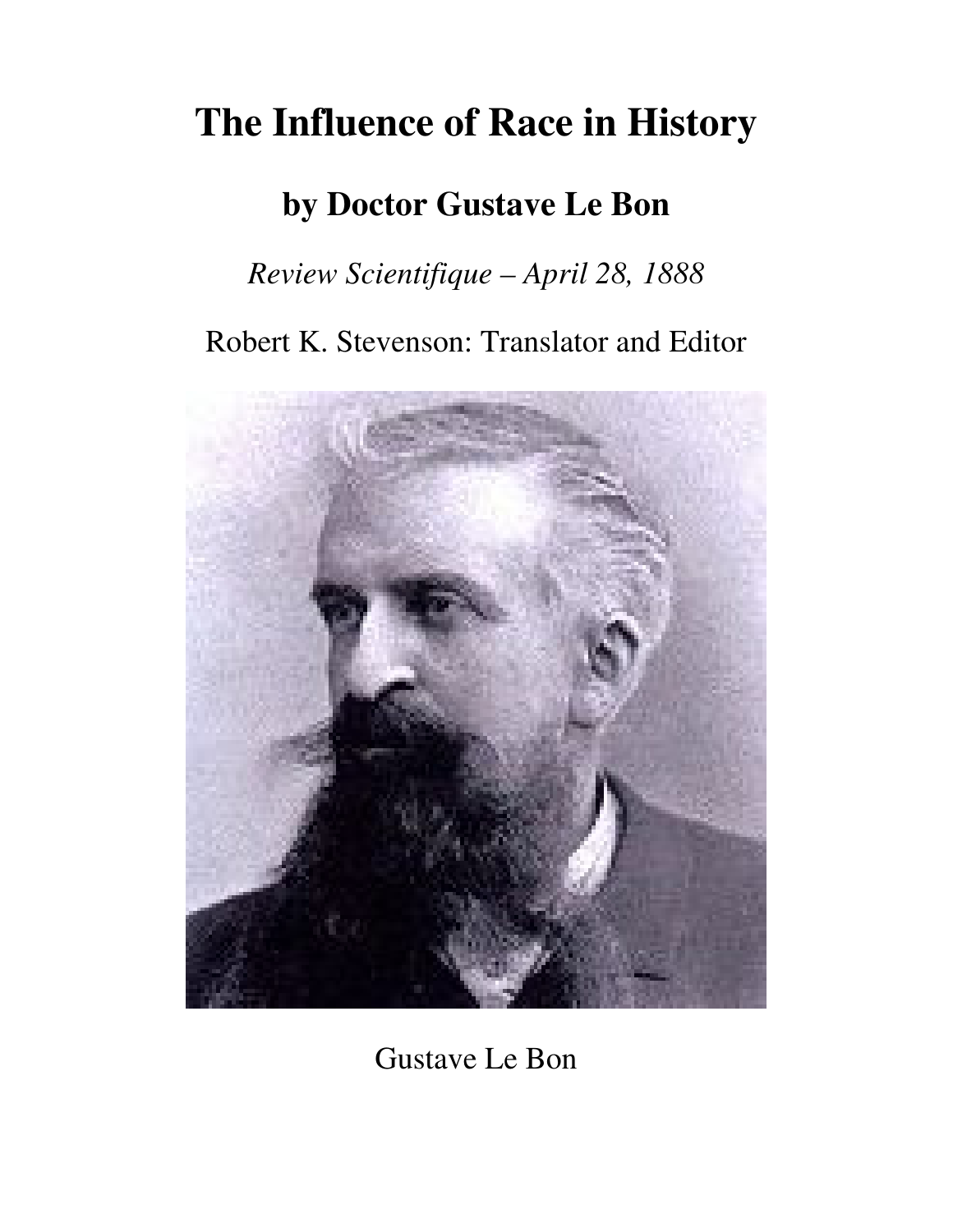# The Influence of Race in History

## by Doctor Gustave Le Bon

*Review Scientifique – April 28, 1888*

Robert K. Stevenson: Translator and Editor

Gustave Le Bon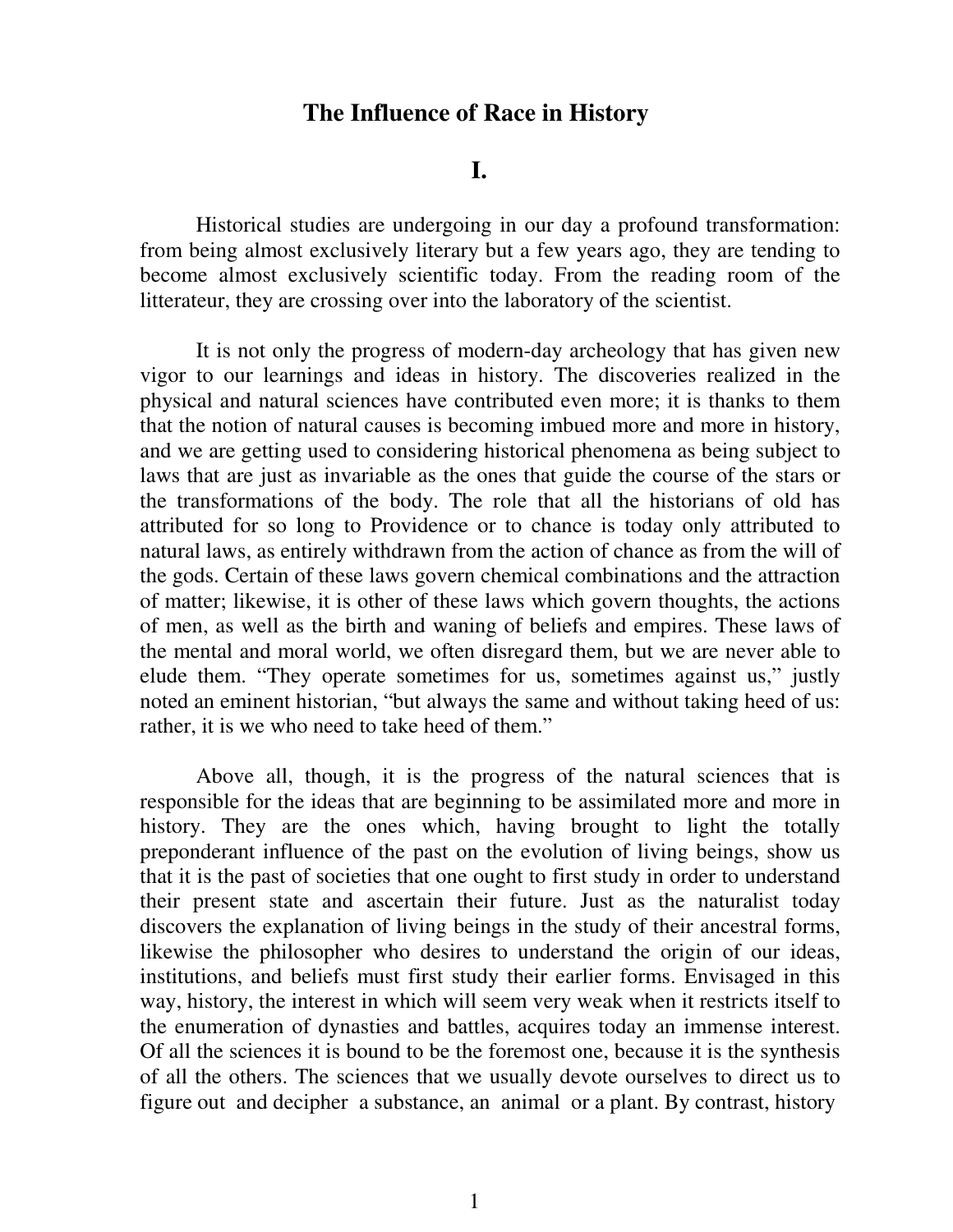# The Influence of Race in History

## I.

Historical studies are undergoing in our day a profound transformation: from being almost exclusively literary but a few years ago, they are tending to become almost exclusively scientific today. From the reading room of the litterateur, they are crossing over into the laboratory of the scientist.

It is not only the progress of modern-day archeology that has given new vigor to our learnings and ideas in history. The discoveries realized in the physical and natural sciences have contributed even more; it is thanks to them that the notion of natural causes is becoming imbued more and more in history, and we are getting used to considering historical phenomena as being subject to laws that are just as invariable as the ones that guide the course of the stars or the transformations of the body. The role that all the historians of old has attributed for so long to Providence or to chance is today only attributed to natural laws, as entirely withdrawn from the action of chance as from the will of the gods. Certain of these laws govern chemical combinations and the attraction of matter; likewise, it is other of these laws which govern thoughts, the actions of men, as well as the birth and waning of beliefs and empires. These laws of the mental and moral world, we often disregard them, but we are never able to elude them. "They operate sometimes for us, sometimes against us," justly noted an eminent historian, "but always the same and without taking heed of us: rather, it is we who need to take heed of them."

Above all, though, it is the progress of the natural sciences that is responsible for the ideas that are beginning to be assimilated more and more in history. They are the ones which, having brought to light the totally preponderant influence of the past on the evolution of living beings, show us that it is the past of societies that one ought to first study in order to understand their present state and ascertain their future. Just as the naturalist today discovers the explanation of living beings in the study of their ancestral forms, likewise the philosopher who desires to understand the origin of our ideas, institutions, and beliefs must first study their earlier forms. Envisaged in this way, history, the interest in which will seem very weak when it restricts itself to the enumeration of dynasties and battles, acquires today an immense interest. Of all the sciences it is bound to be the foremost one, because it is the synthesis of all the others. The sciences that we usually devote ourselves to direct us to figure out and decipher a substance, an animal or a plant. By contrast, history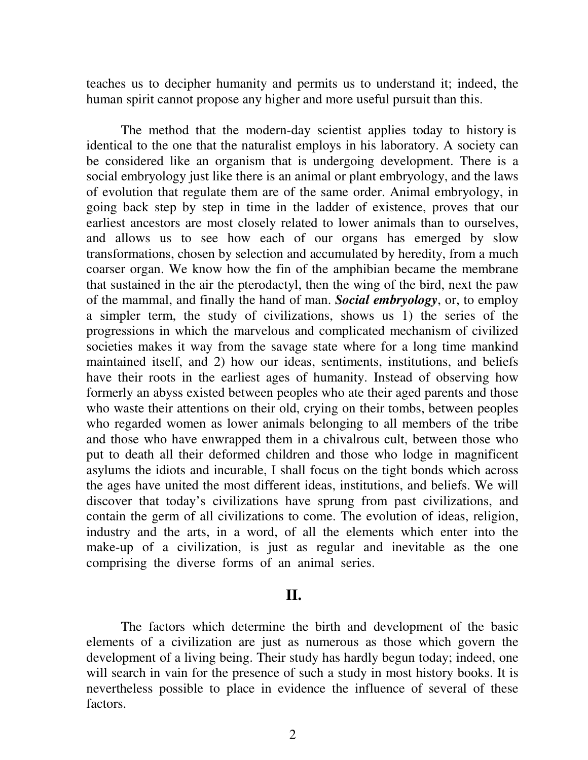teaches us to decipher humanity and permits us to understand it; indeed, the human spirit cannot propose any higher and more useful pursuit than this.

The method that the modern-day scientist applies today to history is identical to the one that the naturalist employs in his laboratory. A society can be considered like an organism that is undergoing development. There is a social embryology just like there is an animal or plant embryology, and the laws of evolution that regulate them are of the same order. Animal embryology, in going back step by step in time in the ladder of existence, proves that our earliest ancestors are most closely related to lower animals than to ourselves, and allows us to see how each of our organs has emerged by slow transformations, chosen by selection and accumulated by heredity, from a much coarser organ. We know how the fin of the amphibian became the membrane that sustained in the air the pterodactyl, then the wing of the bird, next the paw of the mammal, and finally the hand of man. ***Social embryology***, or, to employ a simpler term, the study of civilizations, shows us 1) the series of the progressions in which the marvelous and complicated mechanism of civilized societies makes it way from the savage state where for a long time mankind maintained itself, and 2) how our ideas, sentiments, institutions, and beliefs have their roots in the earliest ages of humanity. Instead of observing how formerly an abyss existed between peoples who ate their aged parents and those who waste their attentions on their old, crying on their tombs, between peoples who regarded women as lower animals belonging to all members of the tribe and those who have enwrapped them in a chivalrous cult, between those who put to death all their deformed children and those who lodge in magnificent asylums the idiots and incurable, I shall focus on the tight bonds which across the ages have united the most different ideas, institutions, and beliefs. We will discover that today's civilizations have sprung from past civilizations, and contain the germ of all civilizations to come. The evolution of ideas, religion, industry and the arts, in a word, of all the elements which enter into the make-up of a civilization, is just as regular and inevitable as the one comprising the diverse forms of an animal series.

## II.

The factors which determine the birth and development of the basic elements of a civilization are just as numerous as those which govern the development of a living being. Their study has hardly begun today; indeed, one will search in vain for the presence of such a study in most history books. It is nevertheless possible to place in evidence the influence of several of these factors.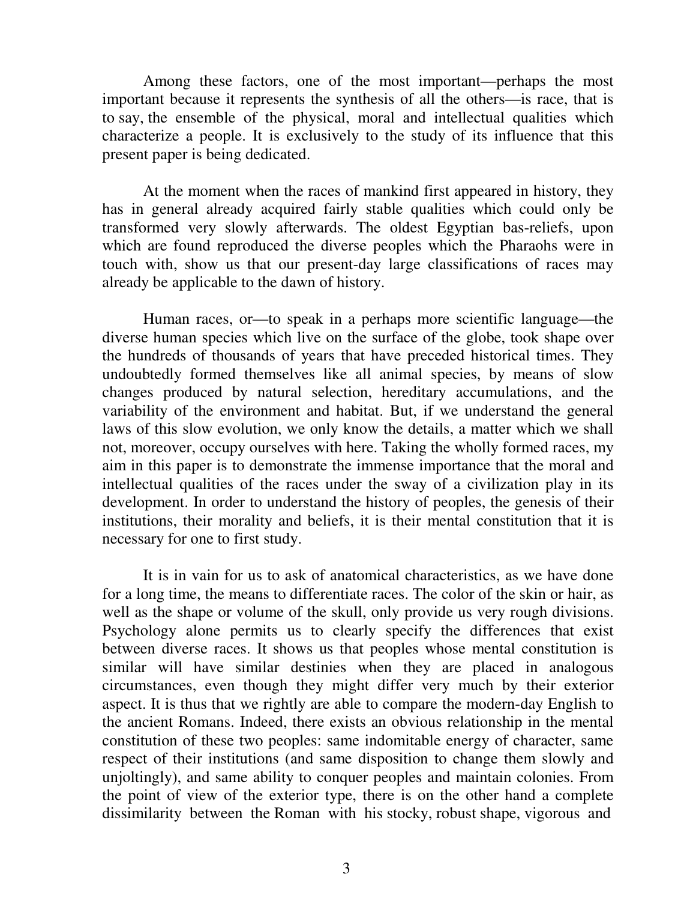Among these factors, one of the most important—perhaps the most important because it represents the synthesis of all the others—is race, that is to say, the ensemble of the physical, moral and intellectual qualities which characterize a people. It is exclusively to the study of its influence that this present paper is being dedicated.

At the moment when the races of mankind first appeared in history, they has in general already acquired fairly stable qualities which could only be transformed very slowly afterwards. The oldest Egyptian bas-reliefs, upon which are found reproduced the diverse peoples which the Pharaohs were in touch with, show us that our present-day large classifications of races may already be applicable to the dawn of history.

Human races, or—to speak in a perhaps more scientific language—the diverse human species which live on the surface of the globe, took shape over the hundreds of thousands of years that have preceded historical times. They undoubtedly formed themselves like all animal species, by means of slow changes produced by natural selection, hereditary accumulations, and the variability of the environment and habitat. But, if we understand the general laws of this slow evolution, we only know the details, a matter which we shall not, moreover, occupy ourselves with here. Taking the wholly formed races, my aim in this paper is to demonstrate the immense importance that the moral and intellectual qualities of the races under the sway of a civilization play in its development. In order to understand the history of peoples, the genesis of their institutions, their morality and beliefs, it is their mental constitution that it is necessary for one to first study.

It is in vain for us to ask of anatomical characteristics, as we have done for a long time, the means to differentiate races. The color of the skin or hair, as well as the shape or volume of the skull, only provide us very rough divisions. Psychology alone permits us to clearly specify the differences that exist between diverse races. It shows us that peoples whose mental constitution is similar will have similar destinies when they are placed in analogous circumstances, even though they might differ very much by their exterior aspect. It is thus that we rightly are able to compare the modern-day English to the ancient Romans. Indeed, there exists an obvious relationship in the mental constitution of these two peoples: same indomitable energy of character, same respect of their institutions (and same disposition to change them slowly and unjoltingly), and same ability to conquer peoples and maintain colonies. From the point of view of the exterior type, there is on the other hand a complete dissimilarity between the Roman with his stocky, robust shape, vigorous and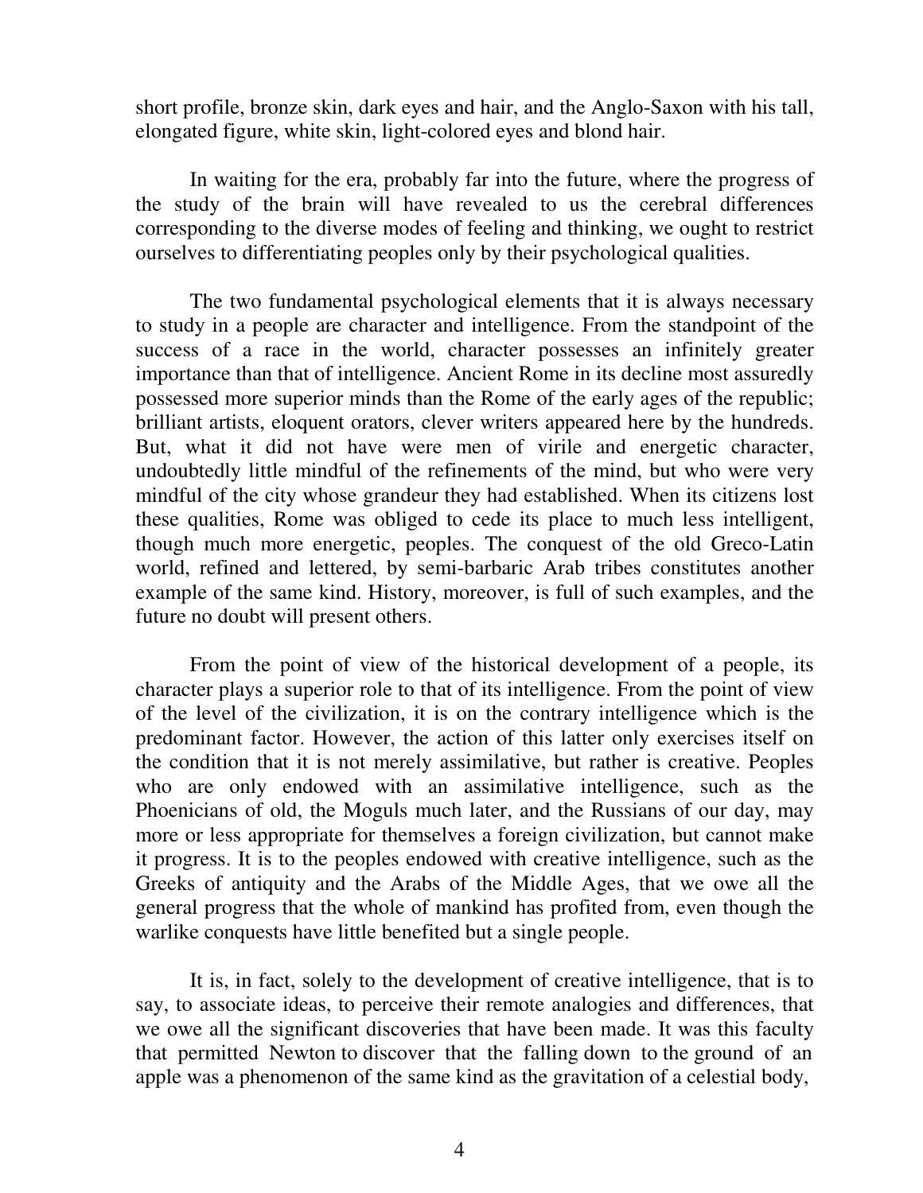short profile, bronze skin, dark eyes and hair, and the Anglo-Saxon with his tall, elongated figure, white skin, light-colored eyes and blond hair.

In waiting for the era, probably far into the future, where the progress of the study of the brain will have revealed to us the cerebral differences corresponding to the diverse modes of feeling and thinking, we ought to restrict ourselves to differentiating peoples only by their psychological qualities.

The two fundamental psychological elements that it is always necessary to study in a people are character and intelligence. From the standpoint of the success of a race in the world, character possesses an infinitely greater importance than that of intelligence. Ancient Rome in its decline most assuredly possessed more superior minds than the Rome of the early ages of the republic; brilliant artists, eloquent orators, clever writers appeared here by the hundreds. But, what it did not have were men of virile and energetic character, undoubtedly little mindful of the refinements of the mind, but who were very mindful of the city whose grandeur they had established. When its citizens lost these qualities, Rome was obliged to cede its place to much less intelligent, though much more energetic, peoples. The conquest of the old Greco-Latin world, refined and lettered, by semi-barbaric Arab tribes constitutes another example of the same kind. History, moreover, is full of such examples, and the future no doubt will present others.

From the point of view of the historical development of a people, its character plays a superior role to that of its intelligence. From the point of view of the level of the civilization, it is on the contrary intelligence which is the predominant factor. However, the action of this latter only exercises itself on the condition that it is not merely assimilative, but rather is creative. Peoples who are only endowed with an assimilative intelligence, such as the Phoenicians of old, the Moguls much later, and the Russians of our day, may more or less appropriate for themselves a foreign civilization, but cannot make it progress. It is to the peoples endowed with creative intelligence, such as the Greeks of antiquity and the Arabs of the Middle Ages, that we owe all the general progress that the whole of mankind has profited from, even though the warlike conquests have little benefited but a single people.

It is, in fact, solely to the development of creative intelligence, that is to say, to associate ideas, to perceive their remote analogies and differences, that we owe all the significant discoveries that have been made. It was this faculty that permitted Newton to discover that the falling down to the ground of an apple was a phenomenon of the same kind as the gravitation of a celestial body,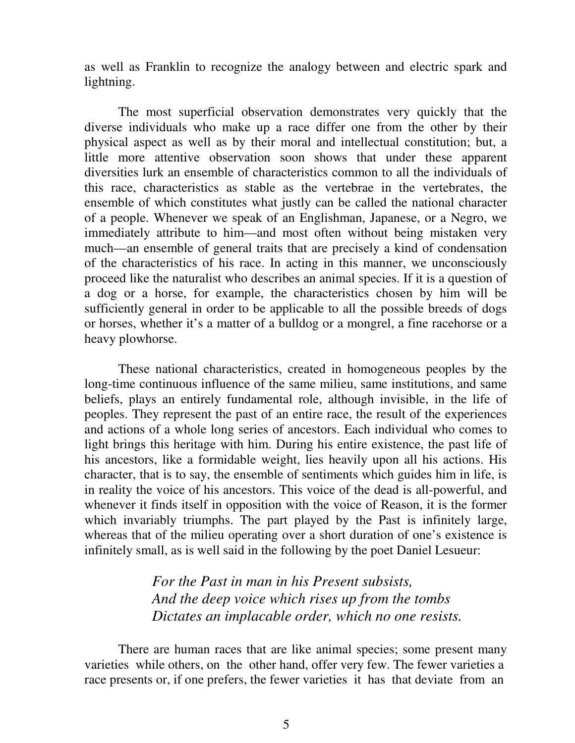as well as Franklin to recognize the analogy between and electric spark and lightning.

The most superficial observation demonstrates very quickly that the diverse individuals who make up a race differ one from the other by their physical aspect as well as by their moral and intellectual constitution; but, a little more attentive observation soon shows that under these apparent diversities lurk an ensemble of characteristics common to all the individuals of this race, characteristics as stable as the vertebrae in the vertebrates, the ensemble of which constitutes what justly can be called the national character of a people. Whenever we speak of an Englishman, Japanese, or a Negro, we immediately attribute to him—and most often without being mistaken very much—an ensemble of general traits that are precisely a kind of condensation of the characteristics of his race. In acting in this manner, we unconsciously proceed like the naturalist who describes an animal species. If it is a question of a dog or a horse, for example, the characteristics chosen by him will be sufficiently general in order to be applicable to all the possible breeds of dogs or horses, whether it's a matter of a bulldog or a mongrel, a fine racehorse or a heavy plowhorse.

These national characteristics, created in homogeneous peoples by the long-time continuous influence of the same milieu, same institutions, and same beliefs, plays an entirely fundamental role, although invisible, in the life of peoples. They represent the past of an entire race, the result of the experiences and actions of a whole long series of ancestors. Each individual who comes to light brings this heritage with him. During his entire existence, the past life of his ancestors, like a formidable weight, lies heavily upon all his actions. His character, that is to say, the ensemble of sentiments which guides him in life, is in reality the voice of his ancestors. This voice of the dead is all-powerful, and whenever it finds itself in opposition with the voice of Reason, it is the former which invariably triumphs. The part played by the Past is infinitely large, whereas that of the milieu operating over a short duration of one's existence is infinitely small, as is well said in the following by the poet Daniel Lesueur:

> *For the Past in man in his Present subsists,*
> *And the deep voice which rises up from the tombs*
> *Dictates an implacable order, which no one resists.*

There are human races that are like animal species; some present many varieties while others, on the other hand, offer very few. The fewer varieties a race presents or, if one prefers, the fewer varieties it has that deviate from an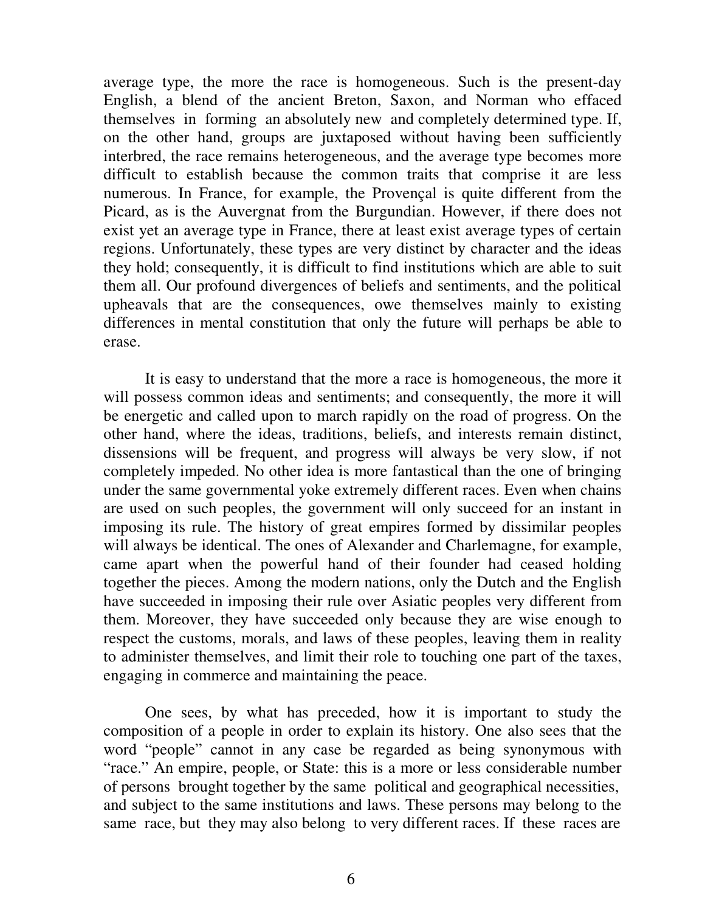average type, the more the race is homogeneous. Such is the present-day English, a blend of the ancient Breton, Saxon, and Norman who effaced themselves in forming an absolutely new and completely determined type. If, on the other hand, groups are juxtaposed without having been sufficiently interbred, the race remains heterogeneous, and the average type becomes more difficult to establish because the common traits that comprise it are less numerous. In France, for example, the Provençal is quite different from the Picard, as is the Auvergnat from the Burgundian. However, if there does not exist yet an average type in France, there at least exist average types of certain regions. Unfortunately, these types are very distinct by character and the ideas they hold; consequently, it is difficult to find institutions which are able to suit them all. Our profound divergences of beliefs and sentiments, and the political upheavals that are the consequences, owe themselves mainly to existing differences in mental constitution that only the future will perhaps be able to erase.

It is easy to understand that the more a race is homogeneous, the more it will possess common ideas and sentiments; and consequently, the more it will be energetic and called upon to march rapidly on the road of progress. On the other hand, where the ideas, traditions, beliefs, and interests remain distinct, dissensions will be frequent, and progress will always be very slow, if not completely impeded. No other idea is more fantastical than the one of bringing under the same governmental yoke extremely different races. Even when chains are used on such peoples, the government will only succeed for an instant in imposing its rule. The history of great empires formed by dissimilar peoples will always be identical. The ones of Alexander and Charlemagne, for example, came apart when the powerful hand of their founder had ceased holding together the pieces. Among the modern nations, only the Dutch and the English have succeeded in imposing their rule over Asiatic peoples very different from them. Moreover, they have succeeded only because they are wise enough to respect the customs, morals, and laws of these peoples, leaving them in reality to administer themselves, and limit their role to touching one part of the taxes, engaging in commerce and maintaining the peace.

One sees, by what has preceded, how it is important to study the composition of a people in order to explain its history. One also sees that the word "people" cannot in any case be regarded as being synonymous with "race." An empire, people, or State: this is a more or less considerable number of persons brought together by the same political and geographical necessities, and subject to the same institutions and laws. These persons may belong to the same race, but they may also belong to very different races. If these races are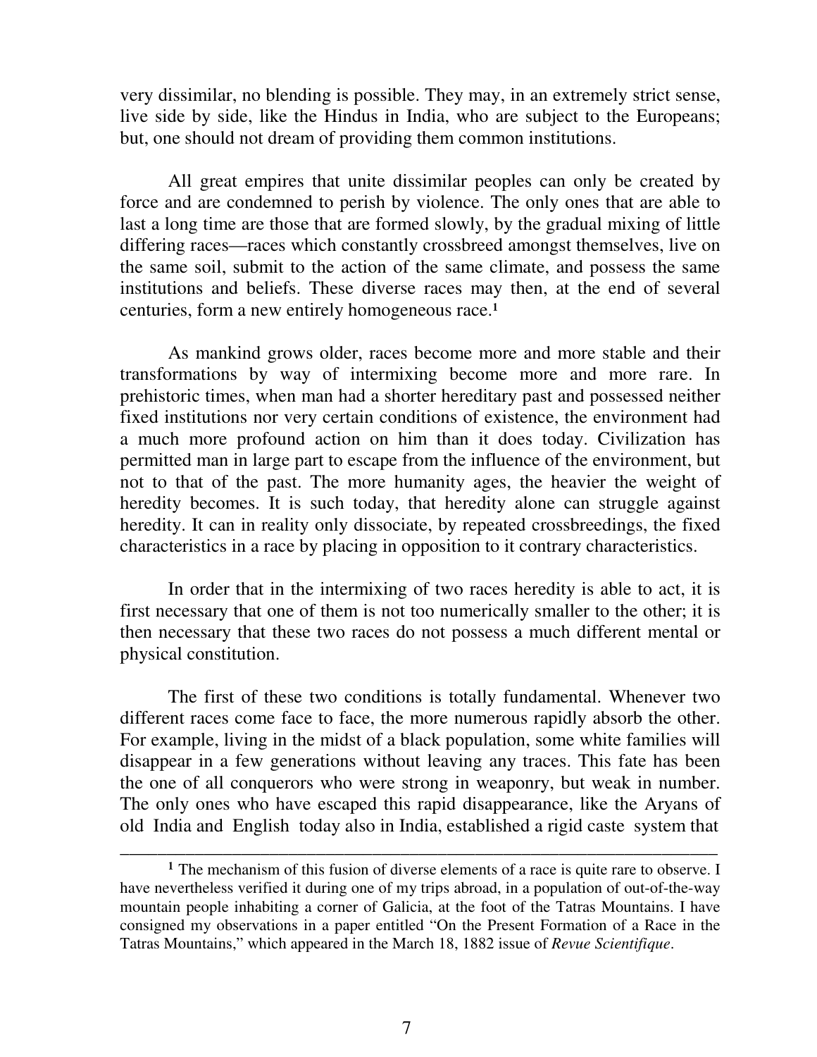very dissimilar, no blending is possible. They may, in an extremely strict sense, live side by side, like the Hindus in India, who are subject to the Europeans; but, one should not dream of providing them common institutions.

All great empires that unite dissimilar peoples can only be created by force and are condemned to perish by violence. The only ones that are able to last a long time are those that are formed slowly, by the gradual mixing of little differing races—races which constantly crossbreed amongst themselves, live on the same soil, submit to the action of the same climate, and possess the same institutions and beliefs. These diverse races may then, at the end of several centuries, form a new entirely homogeneous race.[1]

As mankind grows older, races become more and more stable and their transformations by way of intermixing become more and more rare. In prehistoric times, when man had a shorter hereditary past and possessed neither fixed institutions nor very certain conditions of existence, the environment had a much more profound action on him than it does today. Civilization has permitted man in large part to escape from the influence of the environment, but not to that of the past. The more humanity ages, the heavier the weight of heredity becomes. It is such today, that heredity alone can struggle against heredity. It can in reality only dissociate, by repeated crossbreedings, the fixed characteristics in a race by placing in opposition to it contrary characteristics.

In order that in the intermixing of two races heredity is able to act, it is first necessary that one of them is not too numerically smaller to the other; it is then necessary that these two races do not possess a much different mental or physical constitution.

The first of these two conditions is totally fundamental. Whenever two different races come face to face, the more numerous rapidly absorb the other. For example, living in the midst of a black population, some white families will disappear in a few generations without leaving any traces. This fate has been the one of all conquerors who were strong in weaponry, but weak in number. The only ones who have escaped this rapid disappearance, like the Aryans of old India and English today also in India, established a rigid caste system that

---

[1] The mechanism of this fusion of diverse elements of a race is quite rare to observe. I have nevertheless verified it during one of my trips abroad, in a population of out-of-the-way mountain people inhabiting a corner of Galicia, at the foot of the Tatras Mountains. I have consigned my observations in a paper entitled "On the Present Formation of a Race in the Tatras Mountains," which appeared in the March 18, 1882 issue of *Revue Scientifique*.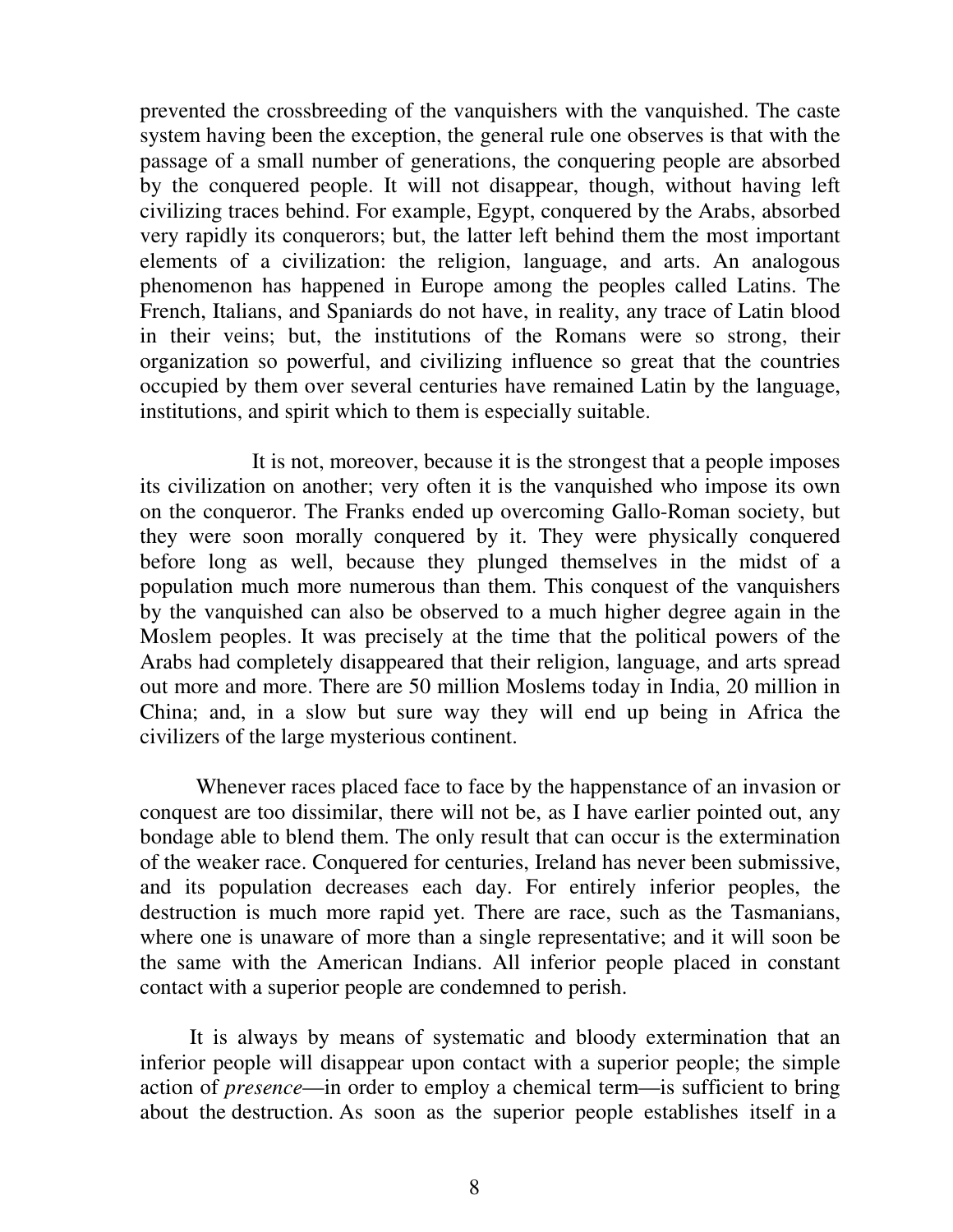prevented the crossbreeding of the vanquishers with the vanquished. The caste system having been the exception, the general rule one observes is that with the passage of a small number of generations, the conquering people are absorbed by the conquered people. It will not disappear, though, without having left civilizing traces behind. For example, Egypt, conquered by the Arabs, absorbed very rapidly its conquerors; but, the latter left behind them the most important elements of a civilization: the religion, language, and arts. An analogous phenomenon has happened in Europe among the peoples called Latins. The French, Italians, and Spaniards do not have, in reality, any trace of Latin blood in their veins; but, the institutions of the Romans were so strong, their organization so powerful, and civilizing influence so great that the countries occupied by them over several centuries have remained Latin by the language, institutions, and spirit which to them is especially suitable.

It is not, moreover, because it is the strongest that a people imposes its civilization on another; very often it is the vanquished who impose its own on the conqueror. The Franks ended up overcoming Gallo-Roman society, but they were soon morally conquered by it. They were physically conquered before long as well, because they plunged themselves in the midst of a population much more numerous than them. This conquest of the vanquishers by the vanquished can also be observed to a much higher degree again in the Moslem peoples. It was precisely at the time that the political powers of the Arabs had completely disappeared that their religion, language, and arts spread out more and more. There are 50 million Moslems today in India, 20 million in China; and, in a slow but sure way they will end up being in Africa the civilizers of the large mysterious continent.

Whenever races placed face to face by the happenstance of an invasion or conquest are too dissimilar, there will not be, as I have earlier pointed out, any bondage able to blend them. The only result that can occur is the extermination of the weaker race. Conquered for centuries, Ireland has never been submissive, and its population decreases each day. For entirely inferior peoples, the destruction is much more rapid yet. There are race, such as the Tasmanians, where one is unaware of more than a single representative; and it will soon be the same with the American Indians. All inferior people placed in constant contact with a superior people are condemned to perish.

It is always by means of systematic and bloody extermination that an inferior people will disappear upon contact with a superior people; the simple action of *presence*—in order to employ a chemical term—is sufficient to bring about the destruction. As soon as the superior people establishes itself in a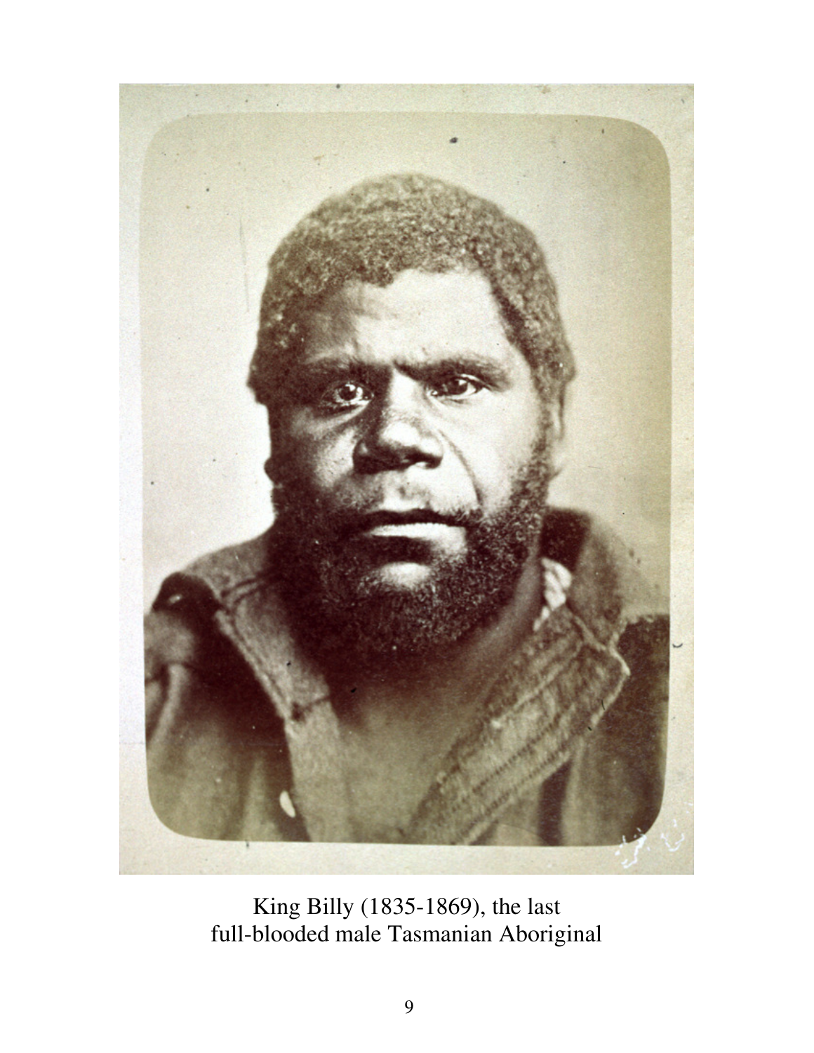King Billy (1835-1869), the last
full-blooded male Tasmanian Aboriginal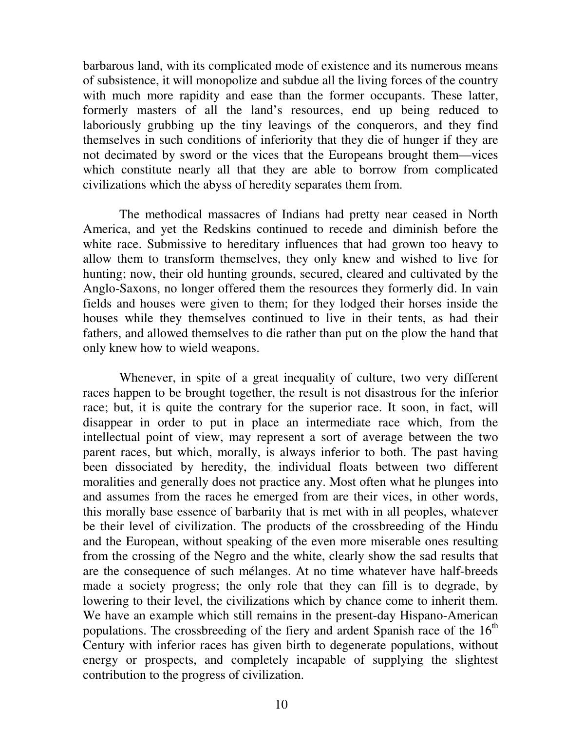barbarous land, with its complicated mode of existence and its numerous means of subsistence, it will monopolize and subdue all the living forces of the country with much more rapidity and ease than the former occupants. These latter, formerly masters of all the land's resources, end up being reduced to laboriously grubbing up the tiny leavings of the conquerors, and they find themselves in such conditions of inferiority that they die of hunger if they are not decimated by sword or the vices that the Europeans brought them—vices which constitute nearly all that they are able to borrow from complicated civilizations which the abyss of heredity separates them from.

The methodical massacres of Indians had pretty near ceased in North America, and yet the Redskins continued to recede and diminish before the white race. Submissive to hereditary influences that had grown too heavy to allow them to transform themselves, they only knew and wished to live for hunting; now, their old hunting grounds, secured, cleared and cultivated by the Anglo-Saxons, no longer offered them the resources they formerly did. In vain fields and houses were given to them; for they lodged their horses inside the houses while they themselves continued to live in their tents, as had their fathers, and allowed themselves to die rather than put on the plow the hand that only knew how to wield weapons.

Whenever, in spite of a great inequality of culture, two very different races happen to be brought together, the result is not disastrous for the inferior race; but, it is quite the contrary for the superior race. It soon, in fact, will disappear in order to put in place an intermediate race which, from the intellectual point of view, may represent a sort of average between the two parent races, but which, morally, is always inferior to both. The past having been dissociated by heredity, the individual floats between two different moralities and generally does not practice any. Most often what he plunges into and assumes from the races he emerged from are their vices, in other words, this morally base essence of barbarity that is met with in all peoples, whatever be their level of civilization. The products of the crossbreeding of the Hindu and the European, without speaking of the even more miserable ones resulting from the crossing of the Negro and the white, clearly show the sad results that are the consequence of such mélanges. At no time whatever have half-breeds made a society progress; the only role that they can fill is to degrade, by lowering to their level, the civilizations which by chance come to inherit them. We have an example which still remains in the present-day Hispano-American populations. The crossbreeding of the fiery and ardent Spanish race of the 16th Century with inferior races has given birth to degenerate populations, without energy or prospects, and completely incapable of supplying the slightest contribution to the progress of civilization.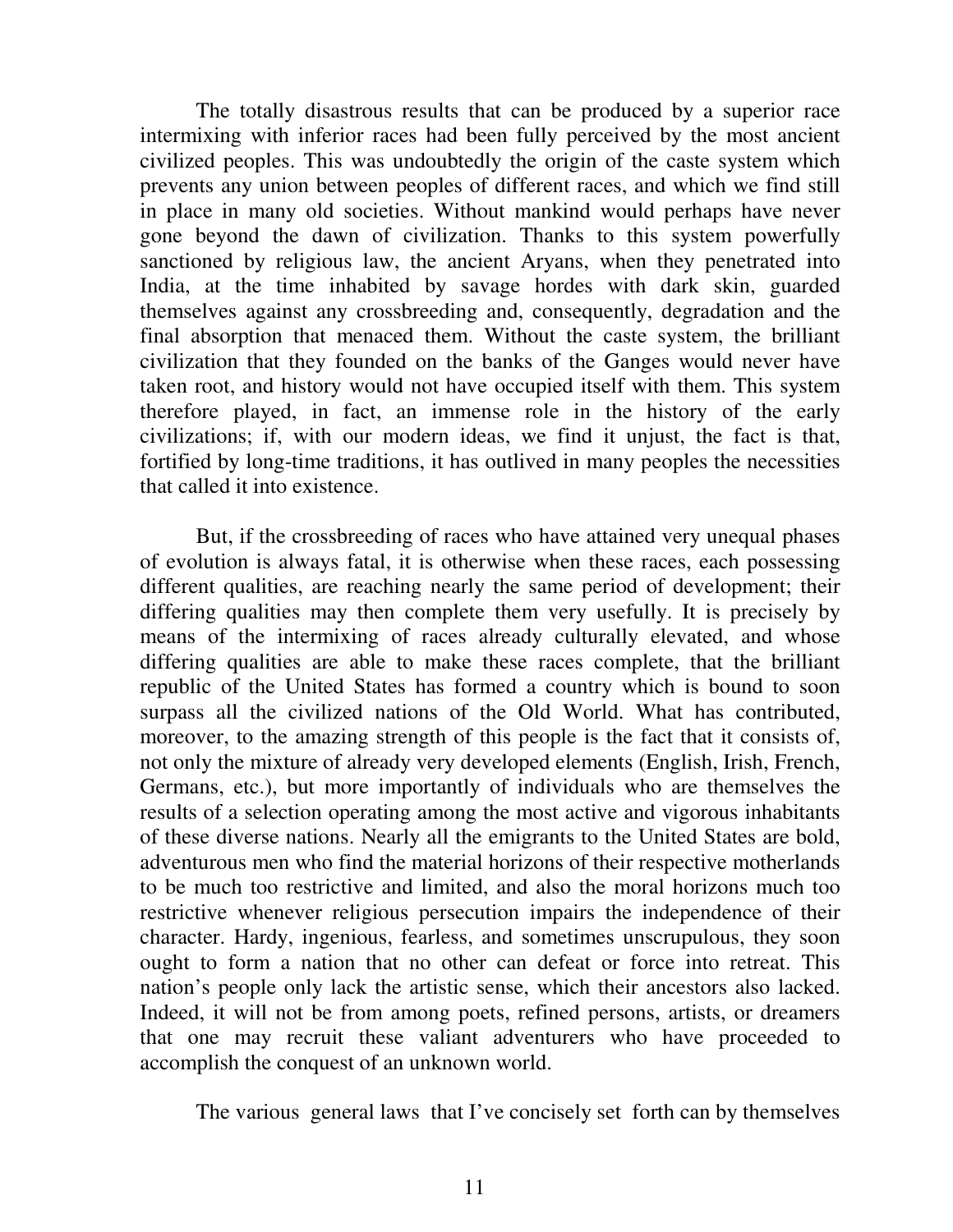The totally disastrous results that can be produced by a superior race intermixing with inferior races had been fully perceived by the most ancient civilized peoples. This was undoubtedly the origin of the caste system which prevents any union between peoples of different races, and which we find still in place in many old societies. Without mankind would perhaps have never gone beyond the dawn of civilization. Thanks to this system powerfully sanctioned by religious law, the ancient Aryans, when they penetrated into India, at the time inhabited by savage hordes with dark skin, guarded themselves against any crossbreeding and, consequently, degradation and the final absorption that menaced them. Without the caste system, the brilliant civilization that they founded on the banks of the Ganges would never have taken root, and history would not have occupied itself with them. This system therefore played, in fact, an immense role in the history of the early civilizations; if, with our modern ideas, we find it unjust, the fact is that, fortified by long-time traditions, it has outlived in many peoples the necessities that called it into existence.

But, if the crossbreeding of races who have attained very unequal phases of evolution is always fatal, it is otherwise when these races, each possessing different qualities, are reaching nearly the same period of development; their differing qualities may then complete them very usefully. It is precisely by means of the intermixing of races already culturally elevated, and whose differing qualities are able to make these races complete, that the brilliant republic of the United States has formed a country which is bound to soon surpass all the civilized nations of the Old World. What has contributed, moreover, to the amazing strength of this people is the fact that it consists of, not only the mixture of already very developed elements (English, Irish, French, Germans, etc.), but more importantly of individuals who are themselves the results of a selection operating among the most active and vigorous inhabitants of these diverse nations. Nearly all the emigrants to the United States are bold, adventurous men who find the material horizons of their respective motherlands to be much too restrictive and limited, and also the moral horizons much too restrictive whenever religious persecution impairs the independence of their character. Hardy, ingenious, fearless, and sometimes unscrupulous, they soon ought to form a nation that no other can defeat or force into retreat. This nation's people only lack the artistic sense, which their ancestors also lacked. Indeed, it will not be from among poets, refined persons, artists, or dreamers that one may recruit these valiant adventurers who have proceeded to accomplish the conquest of an unknown world.

The various general laws that I've concisely set forth can by themselves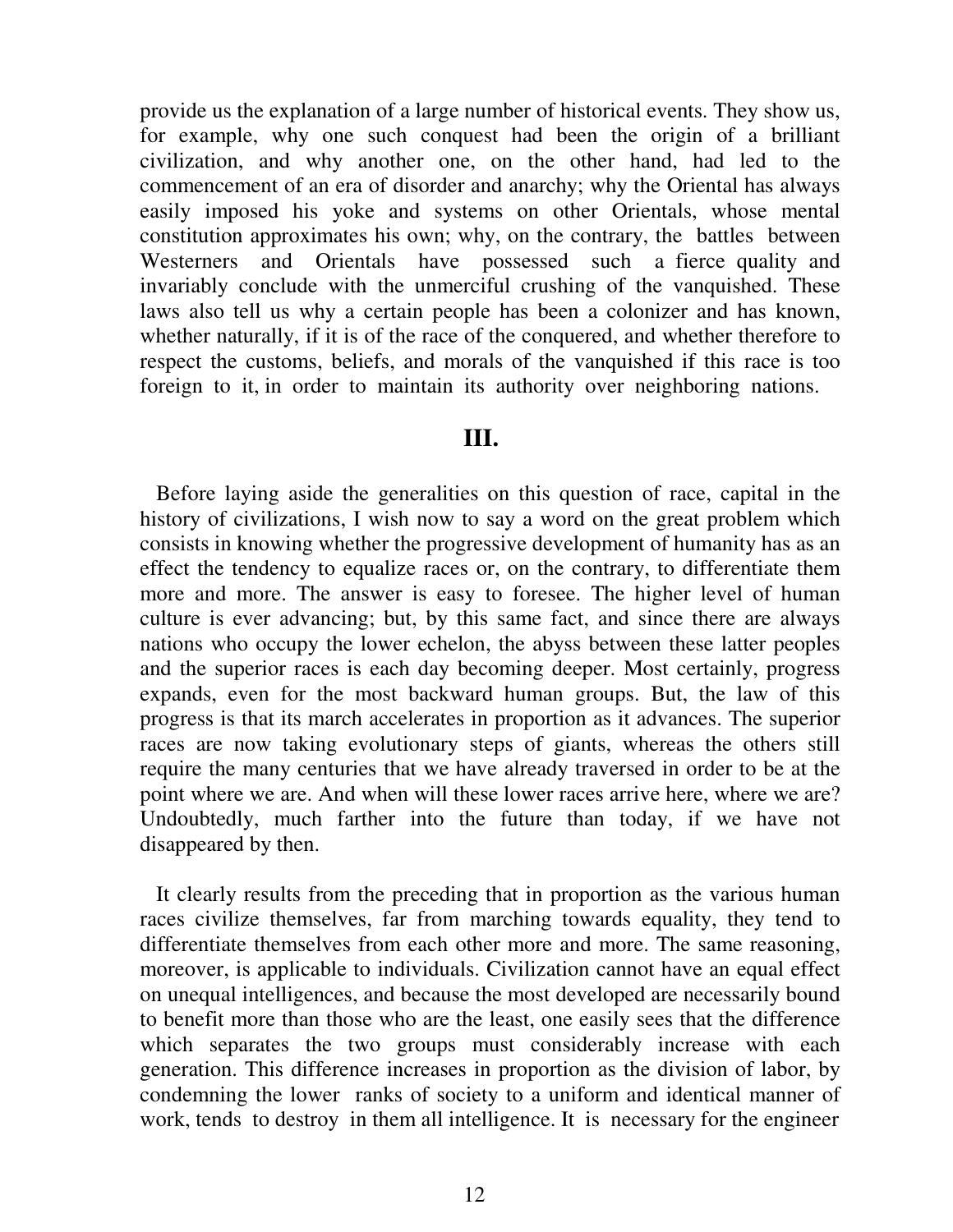provide us the explanation of a large number of historical events. They show us, for example, why one such conquest had been the origin of a brilliant civilization, and why another one, on the other hand, had led to the commencement of an era of disorder and anarchy; why the Oriental has always easily imposed his yoke and systems on other Orientals, whose mental constitution approximates his own; why, on the contrary, the battles between Westerners and Orientals have possessed such a fierce quality and invariably conclude with the unmerciful crushing of the vanquished. These laws also tell us why a certain people has been a colonizer and has known, whether naturally, if it is of the race of the conquered, and whether therefore to respect the customs, beliefs, and morals of the vanquished if this race is too foreign to it, in order to maintain its authority over neighboring nations.

## III.

Before laying aside the generalities on this question of race, capital in the history of civilizations, I wish now to say a word on the great problem which consists in knowing whether the progressive development of humanity has as an effect the tendency to equalize races or, on the contrary, to differentiate them more and more. The answer is easy to foresee. The higher level of human culture is ever advancing; but, by this same fact, and since there are always nations who occupy the lower echelon, the abyss between these latter peoples and the superior races is each day becoming deeper. Most certainly, progress expands, even for the most backward human groups. But, the law of this progress is that its march accelerates in proportion as it advances. The superior races are now taking evolutionary steps of giants, whereas the others still require the many centuries that we have already traversed in order to be at the point where we are. And when will these lower races arrive here, where we are? Undoubtedly, much farther into the future than today, if we have not disappeared by then.

It clearly results from the preceding that in proportion as the various human races civilize themselves, far from marching towards equality, they tend to differentiate themselves from each other more and more. The same reasoning, moreover, is applicable to individuals. Civilization cannot have an equal effect on unequal intelligences, and because the most developed are necessarily bound to benefit more than those who are the least, one easily sees that the difference which separates the two groups must considerably increase with each generation. This difference increases in proportion as the division of labor, by condemning the lower ranks of society to a uniform and identical manner of work, tends to destroy in them all intelligence. It is necessary for the engineer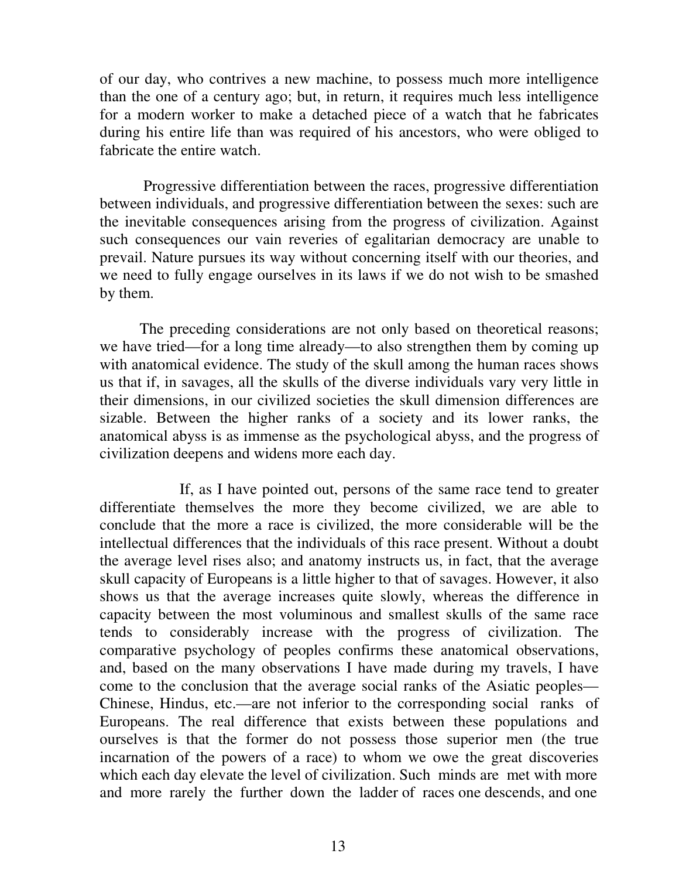of our day, who contrives a new machine, to possess much more intelligence than the one of a century ago; but, in return, it requires much less intelligence for a modern worker to make a detached piece of a watch that he fabricates during his entire life than was required of his ancestors, who were obliged to fabricate the entire watch.

Progressive differentiation between the races, progressive differentiation between individuals, and progressive differentiation between the sexes: such are the inevitable consequences arising from the progress of civilization. Against such consequences our vain reveries of egalitarian democracy are unable to prevail. Nature pursues its way without concerning itself with our theories, and we need to fully engage ourselves in its laws if we do not wish to be smashed by them.

The preceding considerations are not only based on theoretical reasons; we have tried—for a long time already—to also strengthen them by coming up with anatomical evidence. The study of the skull among the human races shows us that if, in savages, all the skulls of the diverse individuals vary very little in their dimensions, in our civilized societies the skull dimension differences are sizable. Between the higher ranks of a society and its lower ranks, the anatomical abyss is as immense as the psychological abyss, and the progress of civilization deepens and widens more each day.

If, as I have pointed out, persons of the same race tend to greater differentiate themselves the more they become civilized, we are able to conclude that the more a race is civilized, the more considerable will be the intellectual differences that the individuals of this race present. Without a doubt the average level rises also; and anatomy instructs us, in fact, that the average skull capacity of Europeans is a little higher to that of savages. However, it also shows us that the average increases quite slowly, whereas the difference in capacity between the most voluminous and smallest skulls of the same race tends to considerably increase with the progress of civilization. The comparative psychology of peoples confirms these anatomical observations, and, based on the many observations I have made during my travels, I have come to the conclusion that the average social ranks of the Asiatic peoples—Chinese, Hindus, etc.—are not inferior to the corresponding social ranks of Europeans. The real difference that exists between these populations and ourselves is that the former do not possess those superior men (the true incarnation of the powers of a race) to whom we owe the great discoveries which each day elevate the level of civilization. Such minds are met with more and more rarely the further down the ladder of races one descends, and one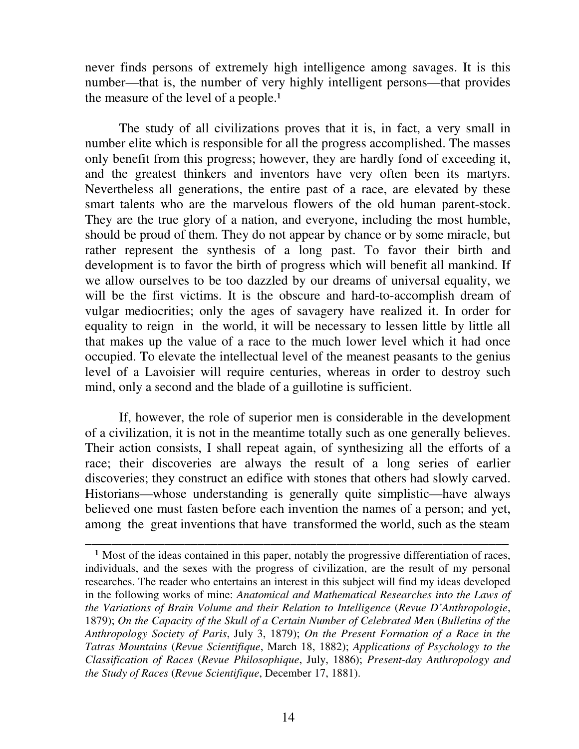never finds persons of extremely high intelligence among savages. It is this number—that is, the number of very highly intelligent persons—that provides the measure of the level of a people.[1]

The study of all civilizations proves that it is, in fact, a very small in number elite which is responsible for all the progress accomplished. The masses only benefit from this progress; however, they are hardly fond of exceeding it, and the greatest thinkers and inventors have very often been its martyrs. Nevertheless all generations, the entire past of a race, are elevated by these smart talents who are the marvelous flowers of the old human parent-stock. They are the true glory of a nation, and everyone, including the most humble, should be proud of them. They do not appear by chance or by some miracle, but rather represent the synthesis of a long past. To favor their birth and development is to favor the birth of progress which will benefit all mankind. If we allow ourselves to be too dazzled by our dreams of universal equality, we will be the first victims. It is the obscure and hard-to-accomplish dream of vulgar mediocrities; only the ages of savagery have realized it. In order for equality to reign in the world, it will be necessary to lessen little by little all that makes up the value of a race to the much lower level which it had once occupied. To elevate the intellectual level of the meanest peasants to the genius level of a Lavoisier will require centuries, whereas in order to destroy such mind, only a second and the blade of a guillotine is sufficient.

If, however, the role of superior men is considerable in the development of a civilization, it is not in the meantime totally such as one generally believes. Their action consists, I shall repeat again, of synthesizing all the efforts of a race; their discoveries are always the result of a long series of earlier discoveries; they construct an edifice with stones that others had slowly carved. Historians—whose understanding is generally quite simplistic—have always believed one must fasten before each invention the names of a person; and yet, among the great inventions that have transformed the world, such as the steam

---

[1] Most of the ideas contained in this paper, notably the progressive differentiation of races, individuals, and the sexes with the progress of civilization, are the result of my personal researches. The reader who entertains an interest in this subject will find my ideas developed in the following works of mine: *Anatomical and Mathematical Researches into the Laws of the Variations of Brain Volume and their Relation to Intelligence* (*Revue D'Anthropologie*, 1879); *On the Capacity of the Skull of a Certain Number of Celebrated Men* (*Bulletins of the Anthropology Society of Paris*, July 3, 1879); *On the Present Formation of a Race in the Tatras Mountains* (*Revue Scientifique*, March 18, 1882); *Applications of Psychology to the Classification of Races* (*Revue Philosophique*, July, 1886); *Present-day Anthropology and the Study of Races* (*Revue Scientifique*, December 17, 1881).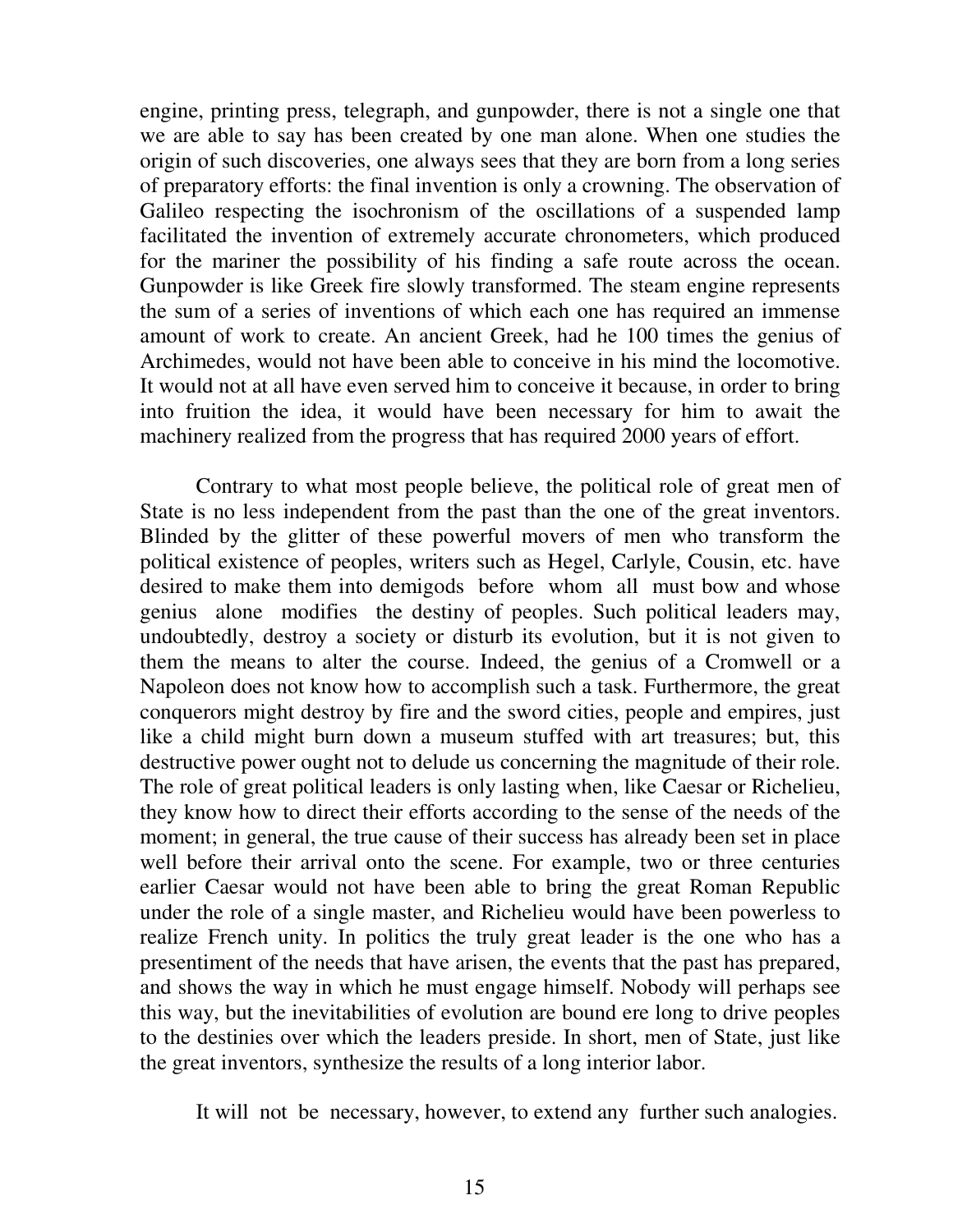engine, printing press, telegraph, and gunpowder, there is not a single one that we are able to say has been created by one man alone. When one studies the origin of such discoveries, one always sees that they are born from a long series of preparatory efforts: the final invention is only a crowning. The observation of Galileo respecting the isochronism of the oscillations of a suspended lamp facilitated the invention of extremely accurate chronometers, which produced for the mariner the possibility of his finding a safe route across the ocean. Gunpowder is like Greek fire slowly transformed. The steam engine represents the sum of a series of inventions of which each one has required an immense amount of work to create. An ancient Greek, had he 100 times the genius of Archimedes, would not have been able to conceive in his mind the locomotive. It would not at all have even served him to conceive it because, in order to bring into fruition the idea, it would have been necessary for him to await the machinery realized from the progress that has required 2000 years of effort.

Contrary to what most people believe, the political role of great men of State is no less independent from the past than the one of the great inventors. Blinded by the glitter of these powerful movers of men who transform the political existence of peoples, writers such as Hegel, Carlyle, Cousin, etc. have desired to make them into demigods before whom all must bow and whose genius alone modifies the destiny of peoples. Such political leaders may, undoubtedly, destroy a society or disturb its evolution, but it is not given to them the means to alter the course. Indeed, the genius of a Cromwell or a Napoleon does not know how to accomplish such a task. Furthermore, the great conquerors might destroy by fire and the sword cities, people and empires, just like a child might burn down a museum stuffed with art treasures; but, this destructive power ought not to delude us concerning the magnitude of their role. The role of great political leaders is only lasting when, like Caesar or Richelieu, they know how to direct their efforts according to the sense of the needs of the moment; in general, the true cause of their success has already been set in place well before their arrival onto the scene. For example, two or three centuries earlier Caesar would not have been able to bring the great Roman Republic under the role of a single master, and Richelieu would have been powerless to realize French unity. In politics the truly great leader is the one who has a presentiment of the needs that have arisen, the events that the past has prepared, and shows the way in which he must engage himself. Nobody will perhaps see this way, but the inevitabilities of evolution are bound ere long to drive peoples to the destinies over which the leaders preside. In short, men of State, just like the great inventors, synthesize the results of a long interior labor.

It will not be necessary, however, to extend any further such analogies.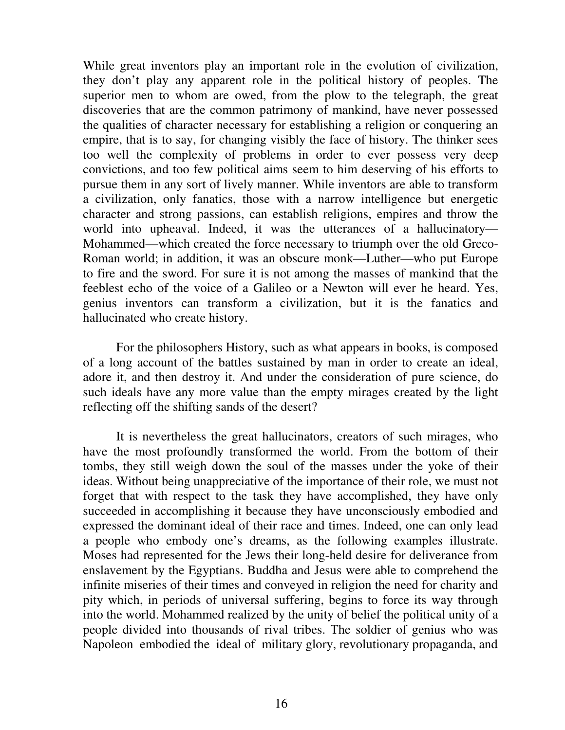While great inventors play an important role in the evolution of civilization, they don't play any apparent role in the political history of peoples. The superior men to whom are owed, from the plow to the telegraph, the great discoveries that are the common patrimony of mankind, have never possessed the qualities of character necessary for establishing a religion or conquering an empire, that is to say, for changing visibly the face of history. The thinker sees too well the complexity of problems in order to ever possess very deep convictions, and too few political aims seem to him deserving of his efforts to pursue them in any sort of lively manner. While inventors are able to transform a civilization, only fanatics, those with a narrow intelligence but energetic character and strong passions, can establish religions, empires and throw the world into upheaval. Indeed, it was the utterances of a hallucinatory—Mohammed—which created the force necessary to triumph over the old Greco-Roman world; in addition, it was an obscure monk—Luther—who put Europe to fire and the sword. For sure it is not among the masses of mankind that the feeblest echo of the voice of a Galileo or a Newton will ever he heard. Yes, genius inventors can transform a civilization, but it is the fanatics and hallucinated who create history.

For the philosophers History, such as what appears in books, is composed of a long account of the battles sustained by man in order to create an ideal, adore it, and then destroy it. And under the consideration of pure science, do such ideals have any more value than the empty mirages created by the light reflecting off the shifting sands of the desert?

It is nevertheless the great hallucinators, creators of such mirages, who have the most profoundly transformed the world. From the bottom of their tombs, they still weigh down the soul of the masses under the yoke of their ideas. Without being unappreciative of the importance of their role, we must not forget that with respect to the task they have accomplished, they have only succeeded in accomplishing it because they have unconsciously embodied and expressed the dominant ideal of their race and times. Indeed, one can only lead a people who embody one's dreams, as the following examples illustrate. Moses had represented for the Jews their long-held desire for deliverance from enslavement by the Egyptians. Buddha and Jesus were able to comprehend the infinite miseries of their times and conveyed in religion the need for charity and pity which, in periods of universal suffering, begins to force its way through into the world. Mohammed realized by the unity of belief the political unity of a people divided into thousands of rival tribes. The soldier of genius who was Napoleon embodied the ideal of military glory, revolutionary propaganda, and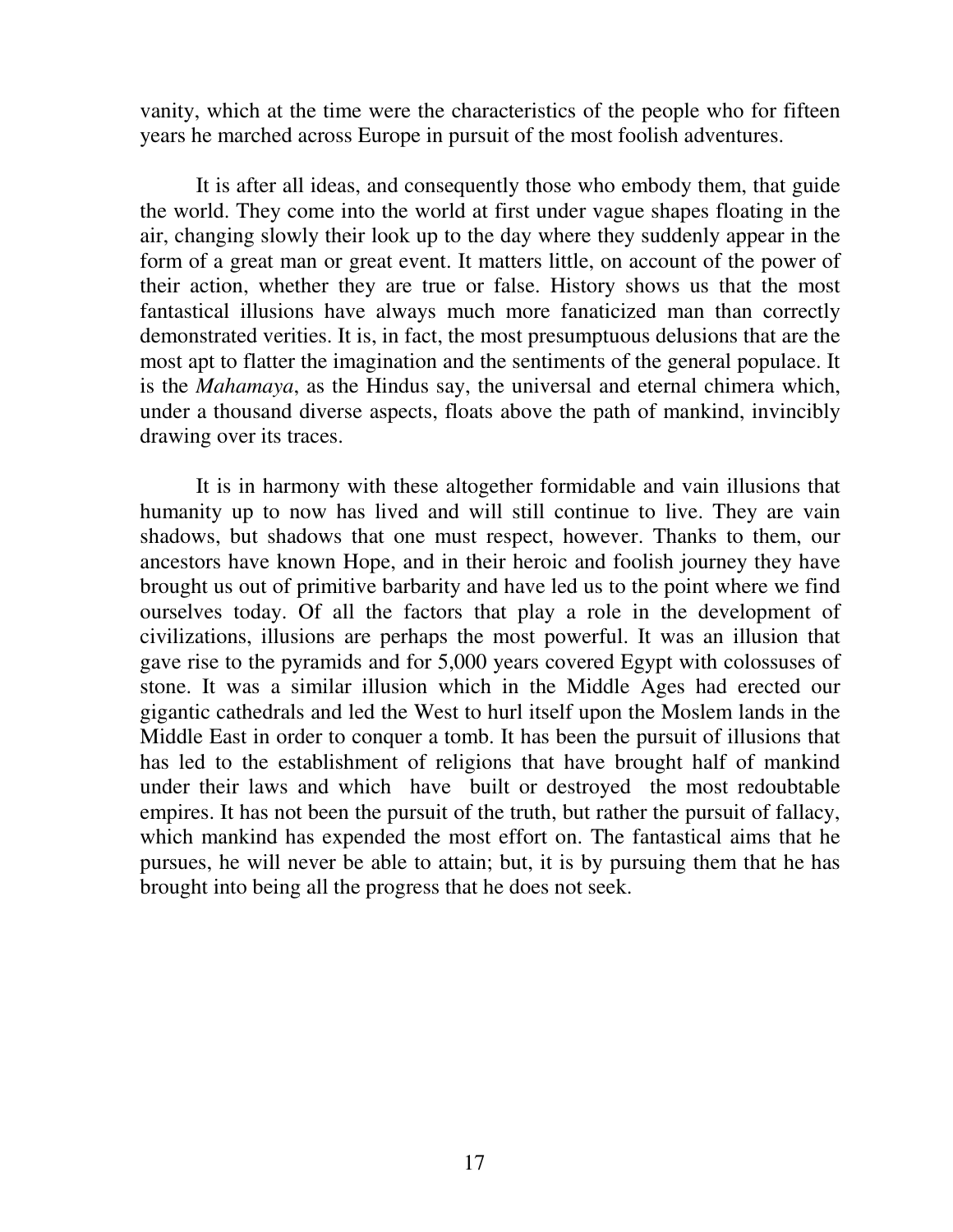vanity, which at the time were the characteristics of the people who for fifteen years he marched across Europe in pursuit of the most foolish adventures.

It is after all ideas, and consequently those who embody them, that guide the world. They come into the world at first under vague shapes floating in the air, changing slowly their look up to the day where they suddenly appear in the form of a great man or great event. It matters little, on account of the power of their action, whether they are true or false. History shows us that the most fantastical illusions have always much more fanaticized man than correctly demonstrated verities. It is, in fact, the most presumptuous delusions that are the most apt to flatter the imagination and the sentiments of the general populace. It is the *Mahamaya*, as the Hindus say, the universal and eternal chimera which, under a thousand diverse aspects, floats above the path of mankind, invincibly drawing over its traces.

It is in harmony with these altogether formidable and vain illusions that humanity up to now has lived and will still continue to live. They are vain shadows, but shadows that one must respect, however. Thanks to them, our ancestors have known Hope, and in their heroic and foolish journey they have brought us out of primitive barbarity and have led us to the point where we find ourselves today. Of all the factors that play a role in the development of civilizations, illusions are perhaps the most powerful. It was an illusion that gave rise to the pyramids and for 5,000 years covered Egypt with colossuses of stone. It was a similar illusion which in the Middle Ages had erected our gigantic cathedrals and led the West to hurl itself upon the Moslem lands in the Middle East in order to conquer a tomb. It has been the pursuit of illusions that has led to the establishment of religions that have brought half of mankind under their laws and which have built or destroyed the most redoubtable empires. It has not been the pursuit of the truth, but rather the pursuit of fallacy, which mankind has expended the most effort on. The fantastical aims that he pursues, he will never be able to attain; but, it is by pursuing them that he has brought into being all the progress that he does not seek.